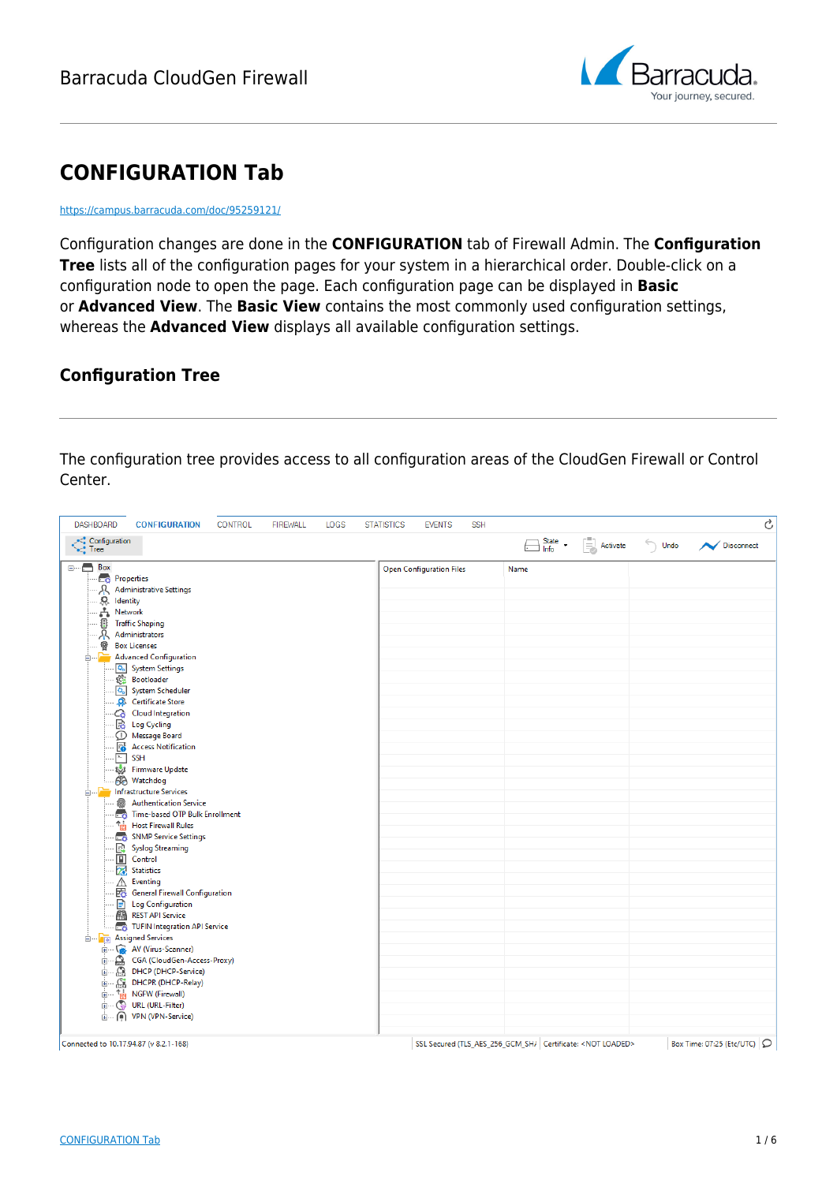# CONFIGURATION Tab

https://campus.barracuda.com/doc/95259121/

Configuration changes are done in the **CONFIGURATION** tab of Firewall Admin. The **Configuration Tree** lists all of the configuration pages for your system in a hierarchical order. Double-click on a configuration node to open the page. Each configuration page can be displayed in **Basic** or **Advanced View**. The **Basic View** contains the most commonly used configuration settings, whereas the **Advanced View** displays all available configuration settings.

## Configuration Tree

The configuration tree provides access to all configuration areas of the CloudGen Firewall or Control Center.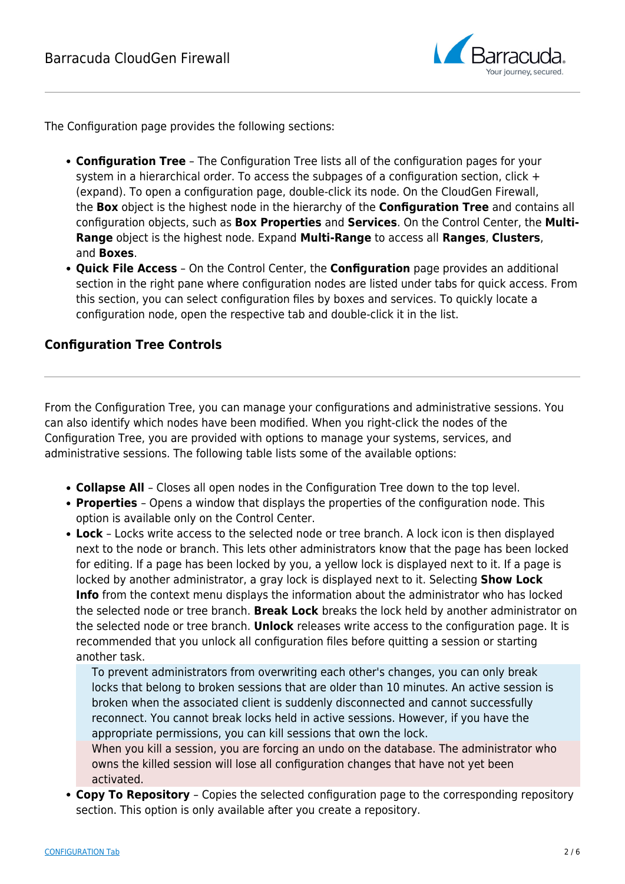The Configuration page provides the following sections:

- **Configuration Tree** – The Configuration Tree lists all of the configuration pages for your system in a hierarchical order. To access the subpages of a configuration section, click + (expand). To open a configuration page, double-click its node. On the CloudGen Firewall, the **Box** object is the highest node in the hierarchy of the **Configuration Tree** and contains all configuration objects, such as **Box Properties** and **Services**. On the Control Center, the **Multi-Range** object is the highest node. Expand **Multi-Range** to access all **Ranges**, **Clusters**, and **Boxes**.
- **Quick File Access** – On the Control Center, the **Configuration** page provides an additional section in the right pane where configuration nodes are listed under tabs for quick access. From this section, you can select configuration files by boxes and services. To quickly locate a configuration node, open the respective tab and double-click it in the list.

### Configuration Tree Controls

From the Configuration Tree, you can manage your configurations and administrative sessions. You can also identify which nodes have been modified. When you right-click the nodes of the Configuration Tree, you are provided with options to manage your systems, services, and administrative sessions. The following table lists some of the available options:

- **Collapse All** – Closes all open nodes in the Configuration Tree down to the top level.
- **Properties** – Opens a window that displays the properties of the configuration node. This option is available only on the Control Center.
- **Lock** – Locks write access to the selected node or tree branch. A lock icon is then displayed next to the node or branch. This lets other administrators know that the page has been locked for editing. If a page has been locked by you, a yellow lock is displayed next to it. If a page is locked by another administrator, a gray lock is displayed next to it. Selecting **Show Lock Info** from the context menu displays the information about the administrator who has locked the selected node or tree branch. **Break Lock** breaks the lock held by another administrator on the selected node or tree branch. **Unlock** releases write access to the configuration page. It is recommended that you unlock all configuration files before quitting a session or starting another task.

  > To prevent administrators from overwriting each other's changes, you can only break locks that belong to broken sessions that are older than 10 minutes. An active session is broken when the associated client is suddenly disconnected and cannot successfully reconnect. You cannot break locks held in active sessions. However, if you have the appropriate permissions, you can kill sessions that own the lock.

  > When you kill a session, you are forcing an undo on the database. The administrator who owns the killed session will lose all configuration changes that have not yet been activated.

- **Copy To Repository** – Copies the selected configuration page to the corresponding repository section. This option is only available after you create a repository.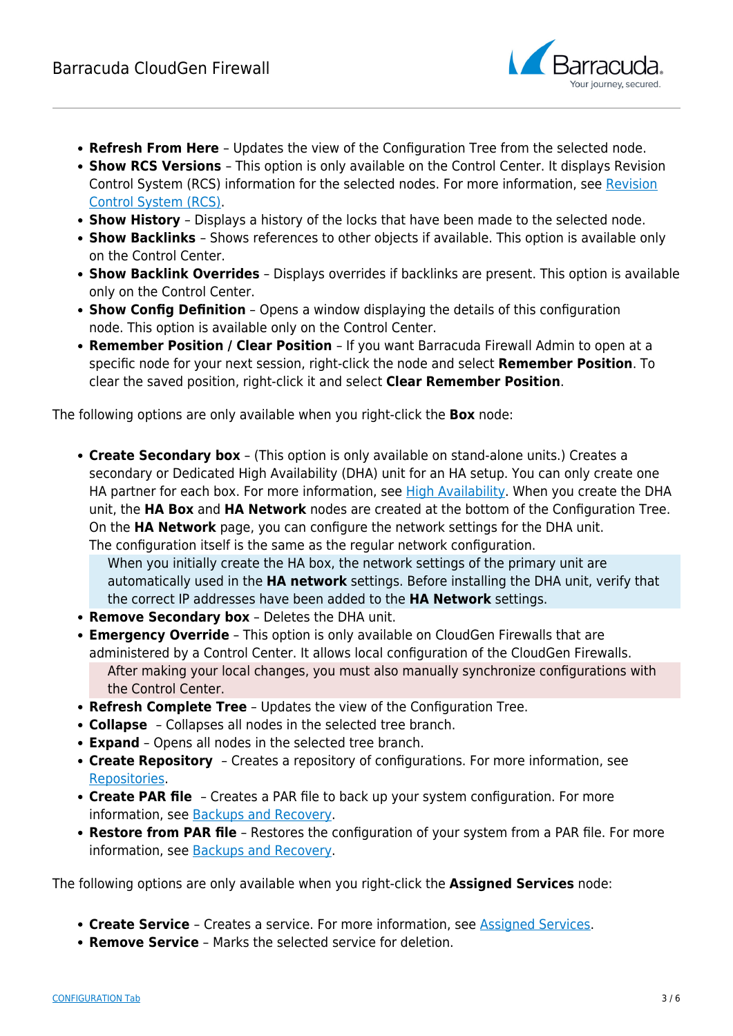- **Refresh From Here** – Updates the view of the Configuration Tree from the selected node.
- **Show RCS Versions** – This option is only available on the Control Center. It displays Revision Control System (RCS) information for the selected nodes. For more information, see [Revision Control System (RCS)](#).
- **Show History** – Displays a history of the locks that have been made to the selected node.
- **Show Backlinks** – Shows references to other objects if available. This option is available only on the Control Center.
- **Show Backlink Overrides** – Displays overrides if backlinks are present. This option is available only on the Control Center.
- **Show Config Definition** – Opens a window displaying the details of this configuration node. This option is available only on the Control Center.
- **Remember Position / Clear Position** – If you want Barracuda Firewall Admin to open at a specific node for your next session, right-click the node and select **Remember Position**. To clear the saved position, right-click it and select **Clear Remember Position**.

The following options are only available when you right-click the **Box** node:

- **Create Secondary box** – (This option is only available on stand-alone units.) Creates a secondary or Dedicated High Availability (DHA) unit for an HA setup. You can only create one HA partner for each box. For more information, see [High Availability](#). When you create the DHA unit, the **HA Box** and **HA Network** nodes are created at the bottom of the Configuration Tree. On the **HA Network** page, you can configure the network settings for the DHA unit. The configuration itself is the same as the regular network configuration.

  > When you initially create the HA box, the network settings of the primary unit are automatically used in the **HA network** settings. Before installing the DHA unit, verify that the correct IP addresses have been added to the **HA Network** settings.

- **Remove Secondary box** – Deletes the DHA unit.
- **Emergency Override** – This option is only available on CloudGen Firewalls that are administered by a Control Center. It allows local configuration of the CloudGen Firewalls.

  > After making your local changes, you must also manually synchronize configurations with the Control Center.

- **Refresh Complete Tree** – Updates the view of the Configuration Tree.
- **Collapse** – Collapses all nodes in the selected tree branch.
- **Expand** – Opens all nodes in the selected tree branch.
- **Create Repository** – Creates a repository of configurations. For more information, see [Repositories](#).
- **Create PAR file** – Creates a PAR file to back up your system configuration. For more information, see [Backups and Recovery](#).
- **Restore from PAR file** – Restores the configuration of your system from a PAR file. For more information, see [Backups and Recovery](#).

The following options are only available when you right-click the **Assigned Services** node:

- **Create Service** – Creates a service. For more information, see [Assigned Services](#).
- **Remove Service** – Marks the selected service for deletion.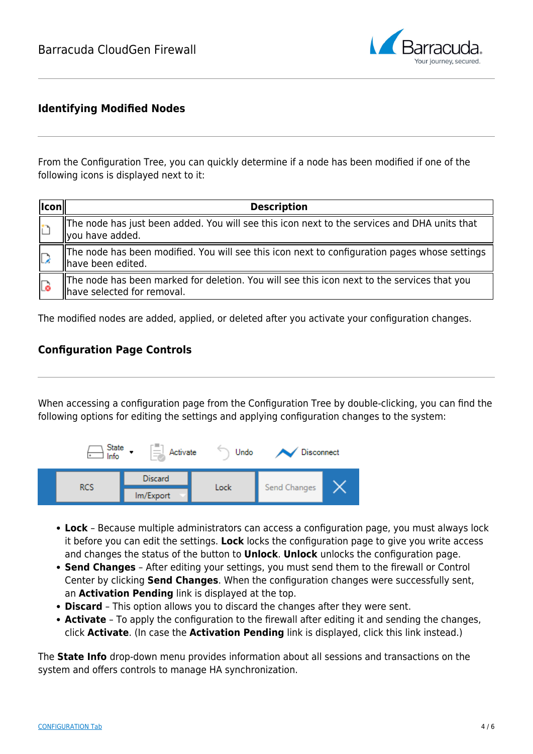## Identifying Modified Nodes

From the Configuration Tree, you can quickly determine if a node has been modified if one of the following icons is displayed next to it:

| Icon | Description |
| --- | --- |
| | The node has just been added. You will see this icon next to the services and DHA units that you have added. |
| | The node has been modified. You will see this icon next to configuration pages whose settings have been edited. |
| | The node has been marked for deletion. You will see this icon next to the services that you have selected for removal. |

The modified nodes are added, applied, or deleted after you activate your configuration changes.

## Configuration Page Controls

When accessing a configuration page from the Configuration Tree by double-clicking, you can find the following options for editing the settings and applying configuration changes to the system:

- **Lock** – Because multiple administrators can access a configuration page, you must always lock it before you can edit the settings. **Lock** locks the configuration page to give you write access and changes the status of the button to **Unlock**. **Unlock** unlocks the configuration page.
- **Send Changes** – After editing your settings, you must send them to the firewall or Control Center by clicking **Send Changes**. When the configuration changes were successfully sent, an **Activation Pending** link is displayed at the top.
- **Discard** – This option allows you to discard the changes after they were sent.
- **Activate** – To apply the configuration to the firewall after editing it and sending the changes, click **Activate**. (In case the **Activation Pending** link is displayed, click this link instead.)

The **State Info** drop-down menu provides information about all sessions and transactions on the system and offers controls to manage HA synchronization.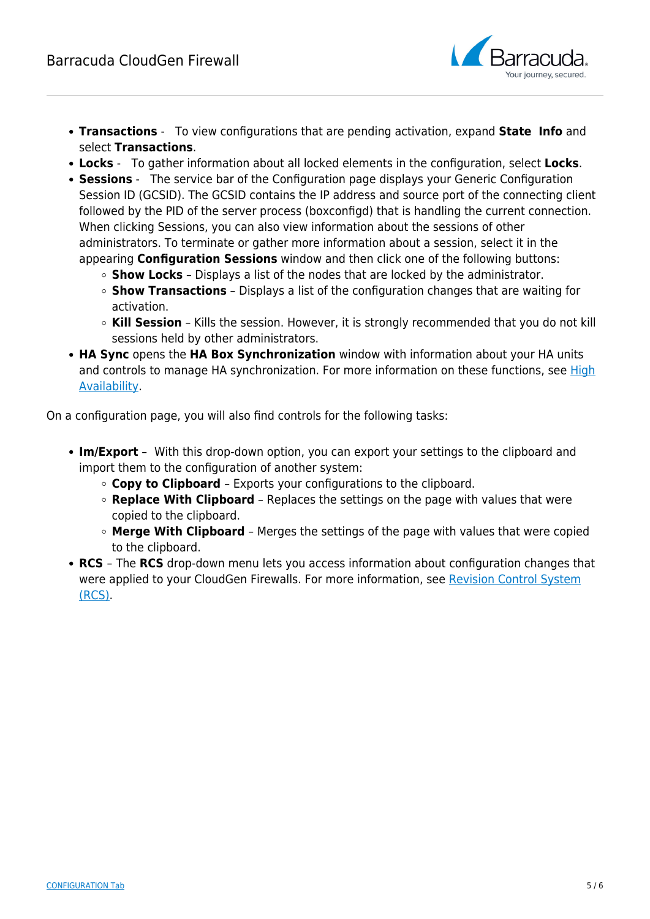- **Transactions** - To view configurations that are pending activation, expand **State Info** and select **Transactions**.
- **Locks** - To gather information about all locked elements in the configuration, select **Locks**.
- **Sessions** - The service bar of the Configuration page displays your Generic Configuration Session ID (GCSID). The GCSID contains the IP address and source port of the connecting client followed by the PID of the server process (boxconfigd) that is handling the current connection. When clicking Sessions, you can also view information about the sessions of other administrators. To terminate or gather more information about a session, select it in the appearing **Configuration Sessions** window and then click one of the following buttons:
  - **Show Locks** – Displays a list of the nodes that are locked by the administrator.
  - **Show Transactions** – Displays a list of the configuration changes that are waiting for activation.
  - **Kill Session** – Kills the session. However, it is strongly recommended that you do not kill sessions held by other administrators.
- **HA Sync** opens the **HA Box Synchronization** window with information about your HA units and controls to manage HA synchronization. For more information on these functions, see [High Availability](High Availability).

On a configuration page, you will also find controls for the following tasks:

- **Im/Export** – With this drop-down option, you can export your settings to the clipboard and import them to the configuration of another system:
  - **Copy to Clipboard** – Exports your configurations to the clipboard.
  - **Replace With Clipboard** – Replaces the settings on the page with values that were copied to the clipboard.
  - **Merge With Clipboard** – Merges the settings of the page with values that were copied to the clipboard.
- **RCS** – The **RCS** drop-down menu lets you access information about configuration changes that were applied to your CloudGen Firewalls. For more information, see [Revision Control System (RCS)](Revision Control System (RCS)).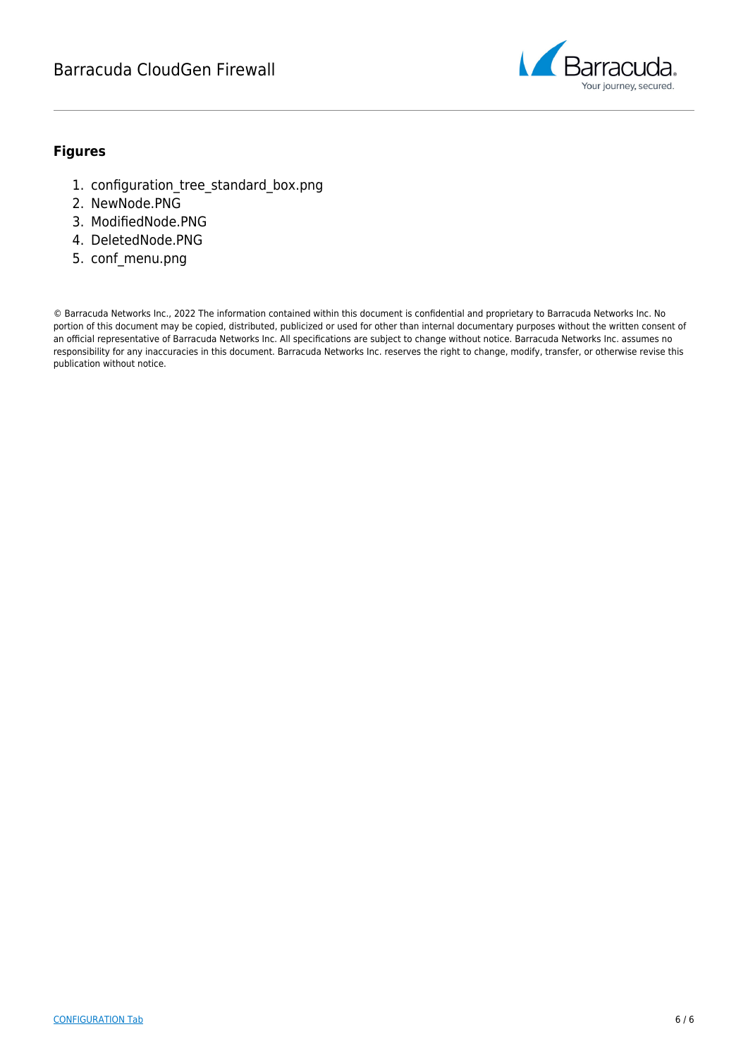### Figures

1. configuration_tree_standard_box.png
2. NewNode.PNG
3. ModifiedNode.PNG
4. DeletedNode.PNG
5. conf_menu.png

© Barracuda Networks Inc., 2022 The information contained within this document is confidential and proprietary to Barracuda Networks Inc. No portion of this document may be copied, distributed, publicized or used for other than internal documentary purposes without the written consent of an official representative of Barracuda Networks Inc. All specifications are subject to change without notice. Barracuda Networks Inc. assumes no responsibility for any inaccuracies in this document. Barracuda Networks Inc. reserves the right to change, modify, transfer, or otherwise revise this publication without notice.